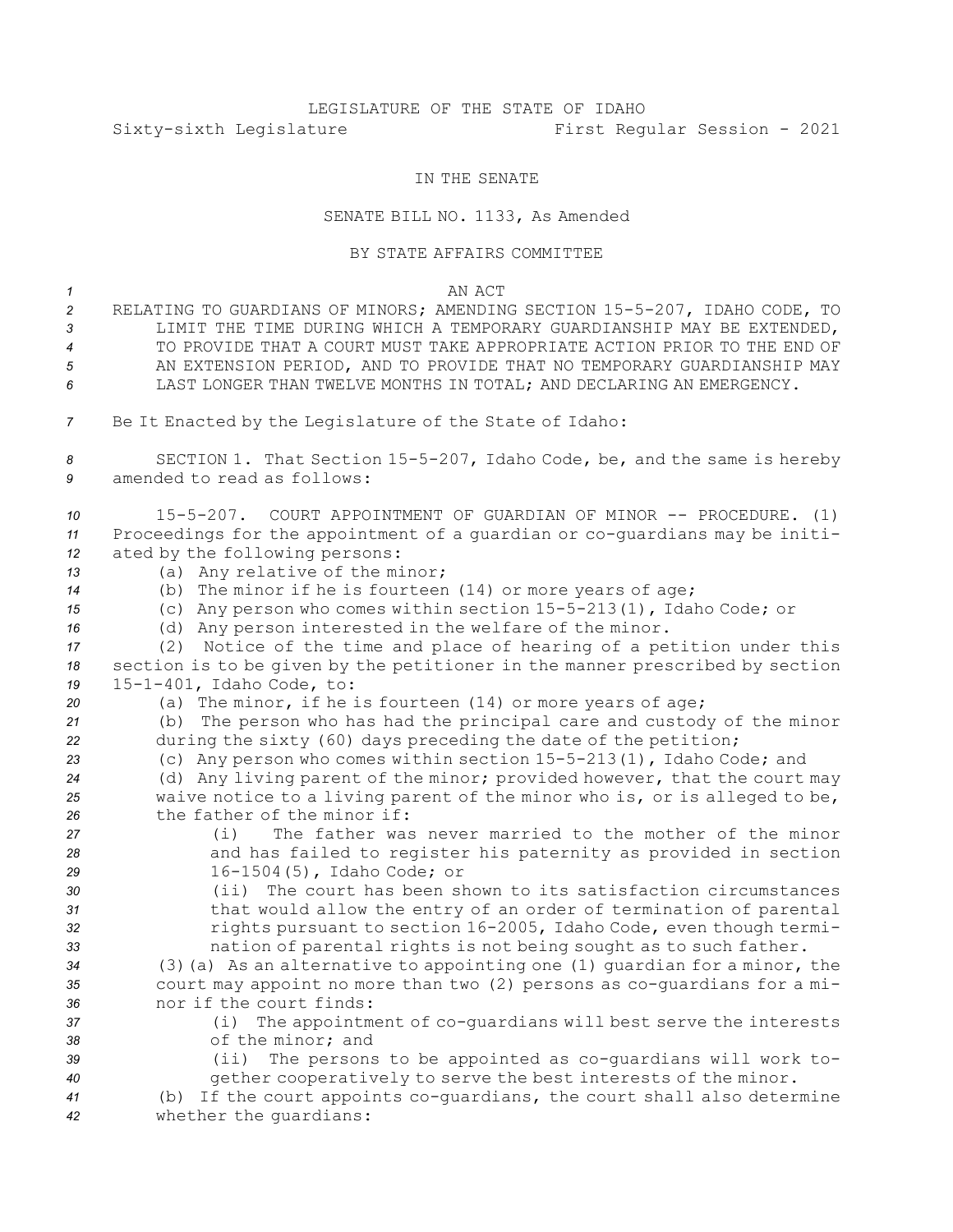LEGISLATURE OF THE STATE OF IDAHO
Sixty-sixth Legislature First Regular Session - 2021

IN THE SENATE

SENATE BILL NO. 1133, As Amended

BY STATE AFFAIRS COMMITTEE

AN ACT

RELATING TO GUARDIANS OF MINORS; AMENDING SECTION 15-5-207, IDAHO CODE, TO LIMIT THE TIME DURING WHICH A TEMPORARY GUARDIANSHIP MAY BE EXTENDED, TO PROVIDE THAT A COURT MUST TAKE APPROPRIATE ACTION PRIOR TO THE END OF AN EXTENSION PERIOD, AND TO PROVIDE THAT NO TEMPORARY GUARDIANSHIP MAY LAST LONGER THAN TWELVE MONTHS IN TOTAL; AND DECLARING AN EMERGENCY.

Be It Enacted by the Legislature of the State of Idaho:

SECTION 1. That Section 15-5-207, Idaho Code, be, and the same is hereby amended to read as follows:

15-5-207. COURT APPOINTMENT OF GUARDIAN OF MINOR -- PROCEDURE. (1) Proceedings for the appointment of a guardian or co-guardians may be initiated by the following persons:

(a) Any relative of the minor;

(b) The minor if he is fourteen (14) or more years of age;

(c) Any person who comes within section 15-5-213(1), Idaho Code; or

(d) Any person interested in the welfare of the minor.

(2) Notice of the time and place of hearing of a petition under this section is to be given by the petitioner in the manner prescribed by section 15-1-401, Idaho Code, to:

(a) The minor, if he is fourteen (14) or more years of age;

(b) The person who has had the principal care and custody of the minor during the sixty (60) days preceding the date of the petition;

(c) Any person who comes within section 15-5-213(1), Idaho Code; and

(d) Any living parent of the minor; provided however, that the court may waive notice to a living parent of the minor who is, or is alleged to be, the father of the minor if:

(i) The father was never married to the mother of the minor and has failed to register his paternity as provided in section 16-1504(5), Idaho Code; or

(ii) The court has been shown to its satisfaction circumstances that would allow the entry of an order of termination of parental rights pursuant to section 16-2005, Idaho Code, even though termination of parental rights is not being sought as to such father.

(3)(a) As an alternative to appointing one (1) guardian for a minor, the court may appoint no more than two (2) persons as co-guardians for a minor if the court finds:

(i) The appointment of co-guardians will best serve the interests of the minor; and

(ii) The persons to be appointed as co-guardians will work together cooperatively to serve the best interests of the minor.

(b) If the court appoints co-guardians, the court shall also determine whether the guardians: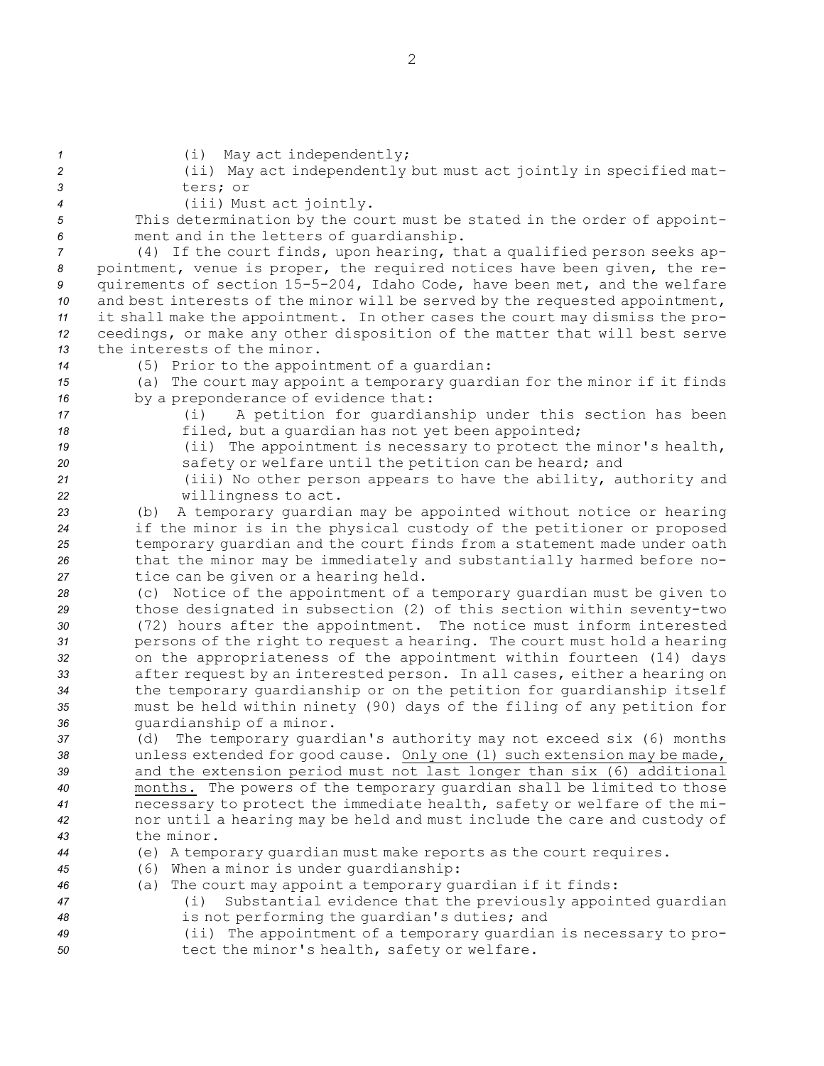(i) May act independently;

(ii) May act independently but must act jointly in specified matters; or

(iii) Must act jointly.

This determination by the court must be stated in the order of appointment and in the letters of guardianship.

(4) If the court finds, upon hearing, that a qualified person seeks appointment, venue is proper, the required notices have been given, the requirements of section 15-5-204, Idaho Code, have been met, and the welfare and best interests of the minor will be served by the requested appointment, it shall make the appointment. In other cases the court may dismiss the proceedings, or make any other disposition of the matter that will best serve the interests of the minor.

(5) Prior to the appointment of a guardian:

(a) The court may appoint a temporary guardian for the minor if it finds by a preponderance of evidence that:

(i) A petition for guardianship under this section has been filed, but a guardian has not yet been appointed;

(ii) The appointment is necessary to protect the minor's health, safety or welfare until the petition can be heard; and

(iii) No other person appears to have the ability, authority and willingness to act.

(b) A temporary guardian may be appointed without notice or hearing if the minor is in the physical custody of the petitioner or proposed temporary guardian and the court finds from a statement made under oath that the minor may be immediately and substantially harmed before notice can be given or a hearing held.

(c) Notice of the appointment of a temporary guardian must be given to those designated in subsection (2) of this section within seventy-two (72) hours after the appointment. The notice must inform interested persons of the right to request a hearing. The court must hold a hearing on the appropriateness of the appointment within fourteen (14) days after request by an interested person. In all cases, either a hearing on the temporary guardianship or on the petition for guardianship itself must be held within ninety (90) days of the filing of any petition for guardianship of a minor.

(d) The temporary guardian's authority may not exceed six (6) months unless extended for good cause. <u>Only one (1) such extension may be made, and the extension period must not last longer than six (6) additional months.</u> The powers of the temporary guardian shall be limited to those necessary to protect the immediate health, safety or welfare of the minor until a hearing may be held and must include the care and custody of the minor.

(e) A temporary guardian must make reports as the court requires.

(6) When a minor is under guardianship:

(a) The court may appoint a temporary guardian if it finds:

(i) Substantial evidence that the previously appointed guardian is not performing the guardian's duties; and

(ii) The appointment of a temporary guardian is necessary to protect the minor's health, safety or welfare.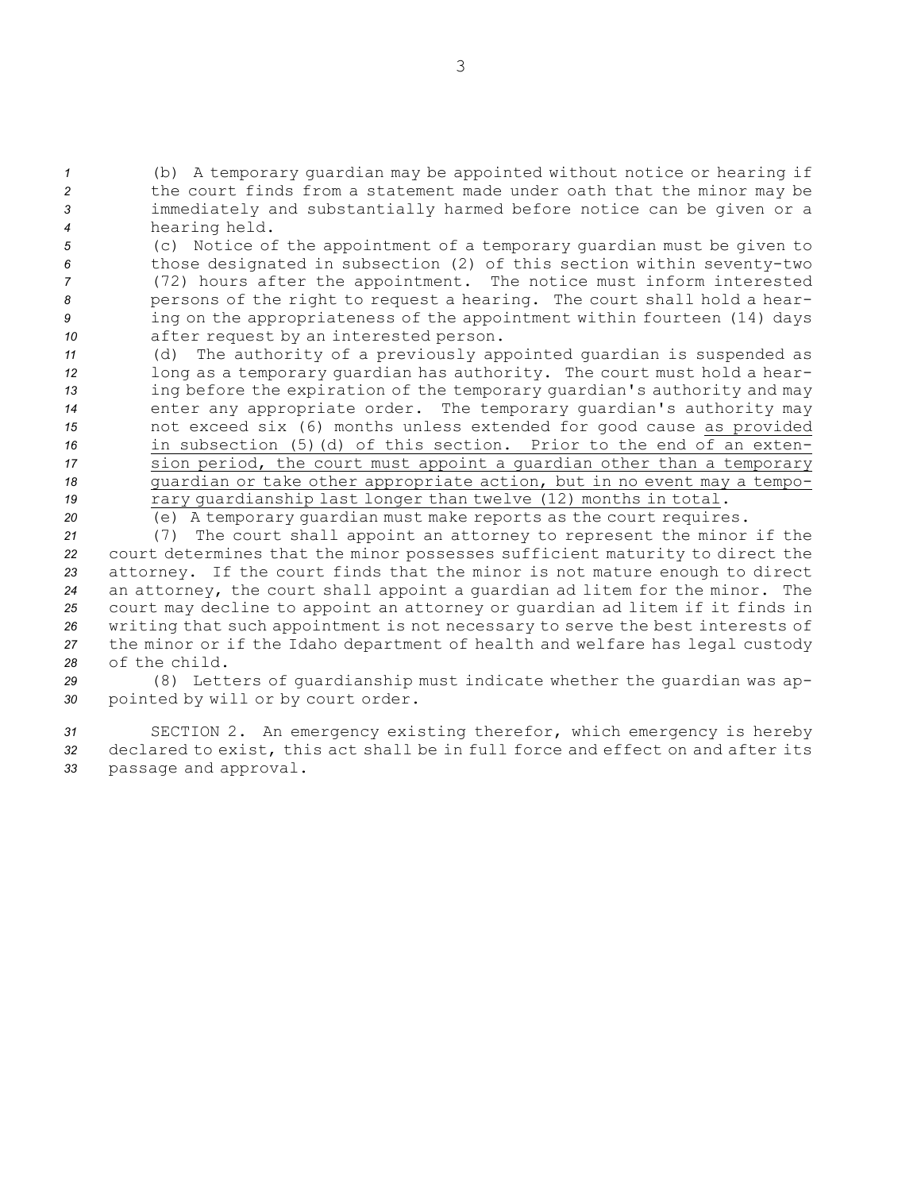(b) A temporary guardian may be appointed without notice or hearing if the court finds from a statement made under oath that the minor may be immediately and substantially harmed before notice can be given or a hearing held.

(c) Notice of the appointment of a temporary guardian must be given to those designated in subsection (2) of this section within seventy-two (72) hours after the appointment. The notice must inform interested persons of the right to request a hearing. The court shall hold a hearing on the appropriateness of the appointment within fourteen (14) days after request by an interested person.

(d) The authority of a previously appointed guardian is suspended as long as a temporary guardian has authority. The court must hold a hearing before the expiration of the temporary guardian's authority and may enter any appropriate order. The temporary guardian's authority may not exceed six (6) months unless extended for good cause <u>as provided in subsection (5)(d) of this section. Prior to the end of an extension period, the court must appoint a guardian other than a temporary guardian or take other appropriate action, but in no event may a temporary guardianship last longer than twelve (12) months in total</u>.

(e) A temporary guardian must make reports as the court requires.

(7) The court shall appoint an attorney to represent the minor if the court determines that the minor possesses sufficient maturity to direct the attorney. If the court finds that the minor is not mature enough to direct an attorney, the court shall appoint a guardian ad litem for the minor. The court may decline to appoint an attorney or guardian ad litem if it finds in writing that such appointment is not necessary to serve the best interests of the minor or if the Idaho department of health and welfare has legal custody of the child.

(8) Letters of guardianship must indicate whether the guardian was appointed by will or by court order.

SECTION 2. An emergency existing therefor, which emergency is hereby declared to exist, this act shall be in full force and effect on and after its passage and approval.